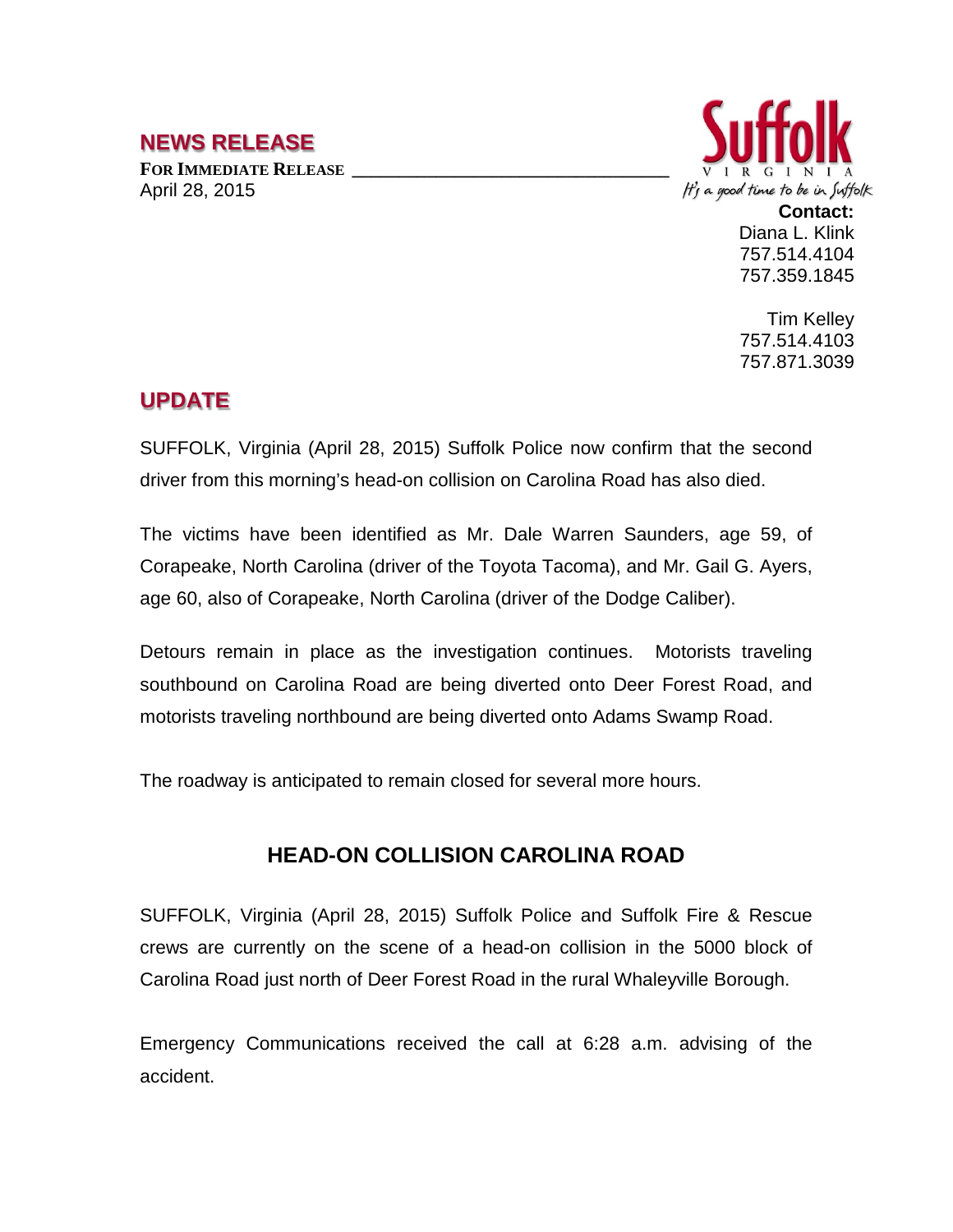## NEWS RELEASE

**FOR IMMEDIATE RELEASE**
April 28, 2015

Suffolk
VIRGINIA
It's a good time to be in Suffolk

**Contact:**
Diana L. Klink
757.514.4104
757.359.1845

Tim Kelley
757.514.4103
757.871.3039

## UPDATE

SUFFOLK, Virginia (April 28, 2015) Suffolk Police now confirm that the second driver from this morning's head-on collision on Carolina Road has also died.

The victims have been identified as Mr. Dale Warren Saunders, age 59, of Corapeake, North Carolina (driver of the Toyota Tacoma), and Mr. Gail G. Ayers, age 60, also of Corapeake, North Carolina (driver of the Dodge Caliber).

Detours remain in place as the investigation continues. Motorists traveling southbound on Carolina Road are being diverted onto Deer Forest Road, and motorists traveling northbound are being diverted onto Adams Swamp Road.

The roadway is anticipated to remain closed for several more hours.

### HEAD-ON COLLISION CAROLINA ROAD

SUFFOLK, Virginia (April 28, 2015) Suffolk Police and Suffolk Fire & Rescue crews are currently on the scene of a head-on collision in the 5000 block of Carolina Road just north of Deer Forest Road in the rural Whaleyville Borough.

Emergency Communications received the call at 6:28 a.m. advising of the accident.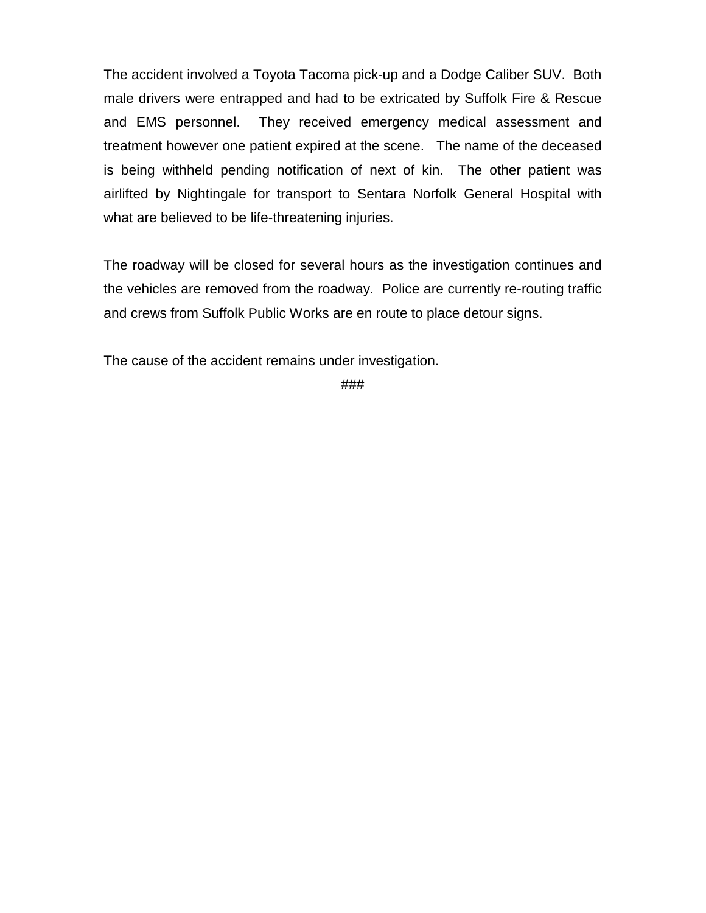The accident involved a Toyota Tacoma pick-up and a Dodge Caliber SUV. Both male drivers were entrapped and had to be extricated by Suffolk Fire & Rescue and EMS personnel. They received emergency medical assessment and treatment however one patient expired at the scene. The name of the deceased is being withheld pending notification of next of kin. The other patient was airlifted by Nightingale for transport to Sentara Norfolk General Hospital with what are believed to be life-threatening injuries.

The roadway will be closed for several hours as the investigation continues and the vehicles are removed from the roadway. Police are currently re-routing traffic and crews from Suffolk Public Works are en route to place detour signs.

The cause of the accident remains under investigation.

###